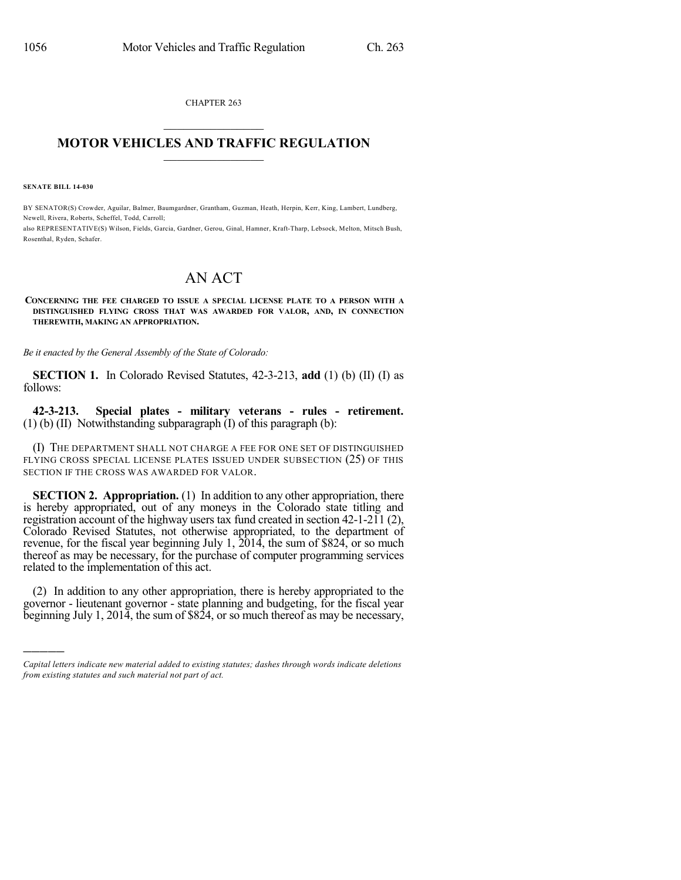CHAPTER 263

# MOTOR VEHICLES AND TRAFFIC REGULATION

**SENATE BILL 14-030**

BY SENATOR(S) Crowder, Aguilar, Balmer, Baumgardner, Grantham, Guzman, Heath, Herpin, Kerr, King, Lambert, Lundberg, Newell, Rivera, Roberts, Scheffel, Todd, Carroll;
also REPRESENTATIVE(S) Wilson, Fields, Garcia, Gardner, Gerou, Ginal, Hamner, Kraft-Tharp, Lebsock, Melton, Mitsch Bush, Rosenthal, Ryden, Schafer.

## AN ACT

**CONCERNING THE FEE CHARGED TO ISSUE A SPECIAL LICENSE PLATE TO A PERSON WITH A DISTINGUISHED FLYING CROSS THAT WAS AWARDED FOR VALOR, AND, IN CONNECTION THEREWITH, MAKING AN APPROPRIATION.**

*Be it enacted by the General Assembly of the State of Colorado:*

**SECTION 1.** In Colorado Revised Statutes, 42-3-213, **add** (1) (b) (II) (I) as follows:

**42-3-213. Special plates - military veterans - rules - retirement.** (1) (b) (II) Notwithstanding subparagraph (I) of this paragraph (b):

(I) THE DEPARTMENT SHALL NOT CHARGE A FEE FOR ONE SET OF DISTINGUISHED FLYING CROSS SPECIAL LICENSE PLATES ISSUED UNDER SUBSECTION (25) OF THIS SECTION IF THE CROSS WAS AWARDED FOR VALOR.

**SECTION 2. Appropriation.** (1) In addition to any other appropriation, there is hereby appropriated, out of any moneys in the Colorado state titling and registration account of the highway users tax fund created in section 42-1-211 (2), Colorado Revised Statutes, not otherwise appropriated, to the department of revenue, for the fiscal year beginning July 1, 2014, the sum of $824, or so much thereof as may be necessary, for the purchase of computer programming services related to the implementation of this act.

(2) In addition to any other appropriation, there is hereby appropriated to the governor - lieutenant governor - state planning and budgeting, for the fiscal year beginning July 1, 2014, the sum of $824, or so much thereof as may be necessary,

*Capital letters indicate new material added to existing statutes; dashes through words indicate deletions from existing statutes and such material not part of act.*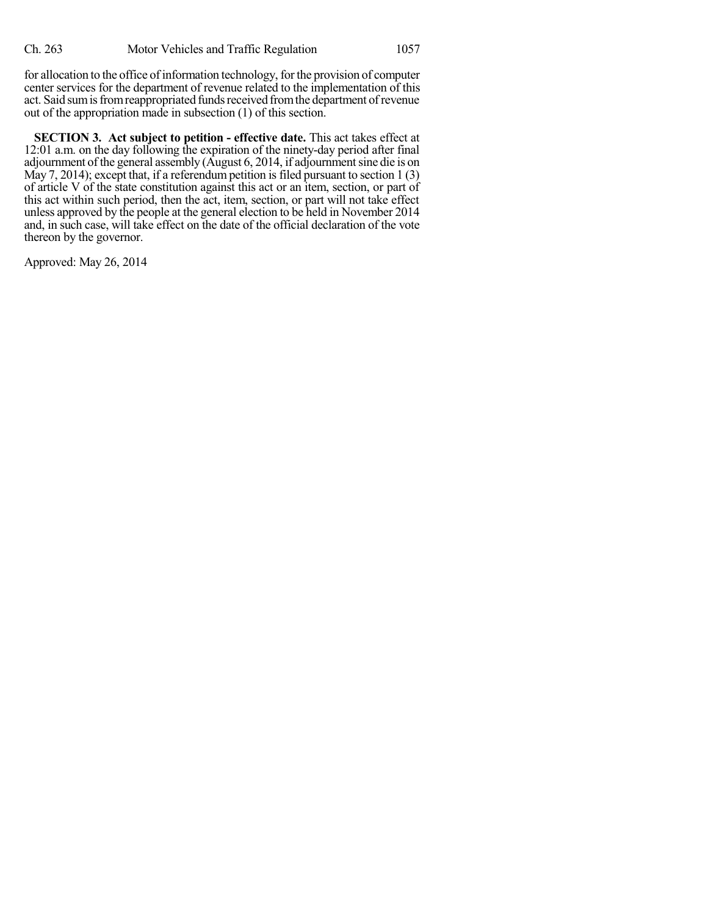for allocation to the office of information technology, for the provision of computer center services for the department of revenue related to the implementation of this act. Said sum is from reappropriated funds received from the department of revenue out of the appropriation made in subsection (1) of this section.

**SECTION 3. Act subject to petition - effective date.** This act takes effect at 12:01 a.m. on the day following the expiration of the ninety-day period after final adjournment of the general assembly (August 6, 2014, if adjournment sine die is on May 7, 2014); except that, if a referendum petition is filed pursuant to section 1 (3) of article V of the state constitution against this act or an item, section, or part of this act within such period, then the act, item, section, or part will not take effect unless approved by the people at the general election to be held in November 2014 and, in such case, will take effect on the date of the official declaration of the vote thereon by the governor.

Approved: May 26, 2014